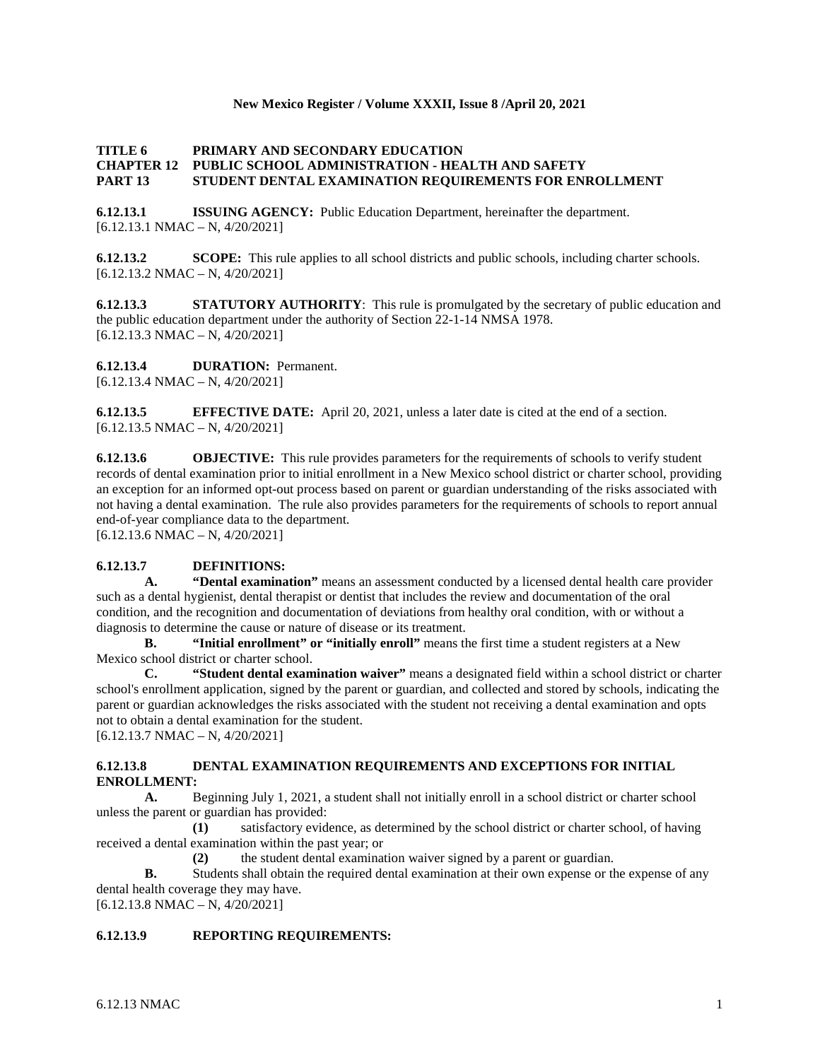**New Mexico Register / Volume XXXII, Issue 8 /April 20, 2021**

# TITLE 6 PRIMARY AND SECONDARY EDUCATION
## CHAPTER 12 PUBLIC SCHOOL ADMINISTRATION - HEALTH AND SAFETY
## PART 13 STUDENT DENTAL EXAMINATION REQUIREMENTS FOR ENROLLMENT

**6.12.13.1 ISSUING AGENCY:** Public Education Department, hereinafter the department.
[6.12.13.1 NMAC – N, 4/20/2021]

**6.12.13.2 SCOPE:** This rule applies to all school districts and public schools, including charter schools.
[6.12.13.2 NMAC – N, 4/20/2021]

**6.12.13.3 STATUTORY AUTHORITY**: This rule is promulgated by the secretary of public education and the public education department under the authority of Section 22-1-14 NMSA 1978.
[6.12.13.3 NMAC – N, 4/20/2021]

**6.12.13.4 DURATION:** Permanent.
[6.12.13.4 NMAC – N, 4/20/2021]

**6.12.13.5 EFFECTIVE DATE:** April 20, 2021, unless a later date is cited at the end of a section.
[6.12.13.5 NMAC – N, 4/20/2021]

**6.12.13.6 OBJECTIVE:** This rule provides parameters for the requirements of schools to verify student records of dental examination prior to initial enrollment in a New Mexico school district or charter school, providing an exception for an informed opt-out process based on parent or guardian understanding of the risks associated with not having a dental examination. The rule also provides parameters for the requirements of schools to report annual end-of-year compliance data to the department.
[6.12.13.6 NMAC – N, 4/20/2021]

**6.12.13.7 DEFINITIONS:**

**A. "Dental examination"** means an assessment conducted by a licensed dental health care provider such as a dental hygienist, dental therapist or dentist that includes the review and documentation of the oral condition, and the recognition and documentation of deviations from healthy oral condition, with or without a diagnosis to determine the cause or nature of disease or its treatment.

**B. "Initial enrollment" or "initially enroll"** means the first time a student registers at a New Mexico school district or charter school.

**C. "Student dental examination waiver"** means a designated field within a school district or charter school's enrollment application, signed by the parent or guardian, and collected and stored by schools, indicating the parent or guardian acknowledges the risks associated with the student not receiving a dental examination and opts not to obtain a dental examination for the student.
[6.12.13.7 NMAC – N, 4/20/2021]

**6.12.13.8 DENTAL EXAMINATION REQUIREMENTS AND EXCEPTIONS FOR INITIAL ENROLLMENT:**

**A.** Beginning July 1, 2021, a student shall not initially enroll in a school district or charter school unless the parent or guardian has provided:

**(1)** satisfactory evidence, as determined by the school district or charter school, of having received a dental examination within the past year; or

**(2)** the student dental examination waiver signed by a parent or guardian.

**B.** Students shall obtain the required dental examination at their own expense or the expense of any dental health coverage they may have.
[6.12.13.8 NMAC – N, 4/20/2021]

**6.12.13.9 REPORTING REQUIREMENTS:**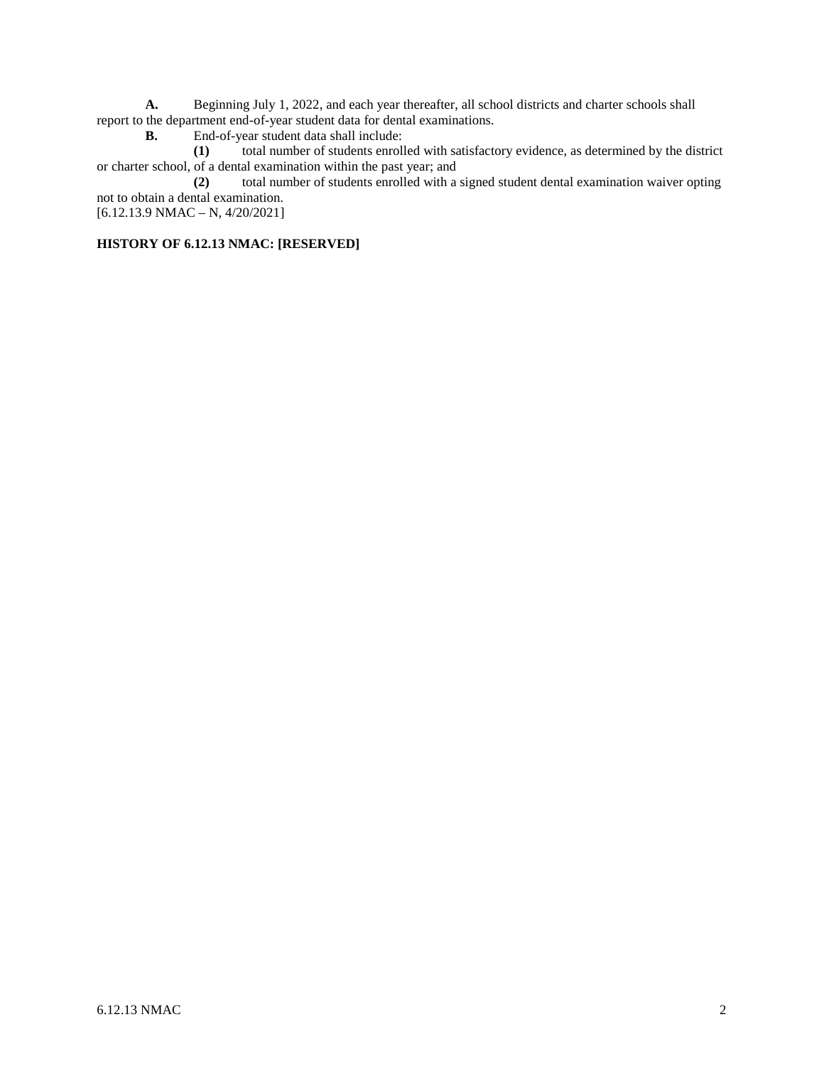**A.** Beginning July 1, 2022, and each year thereafter, all school districts and charter schools shall report to the department end-of-year student data for dental examinations.

**B.** End-of-year student data shall include:

**(1)** total number of students enrolled with satisfactory evidence, as determined by the district or charter school, of a dental examination within the past year; and

**(2)** total number of students enrolled with a signed student dental examination waiver opting not to obtain a dental examination.

[6.12.13.9 NMAC – N, 4/20/2021]

**HISTORY OF 6.12.13 NMAC: [RESERVED]**